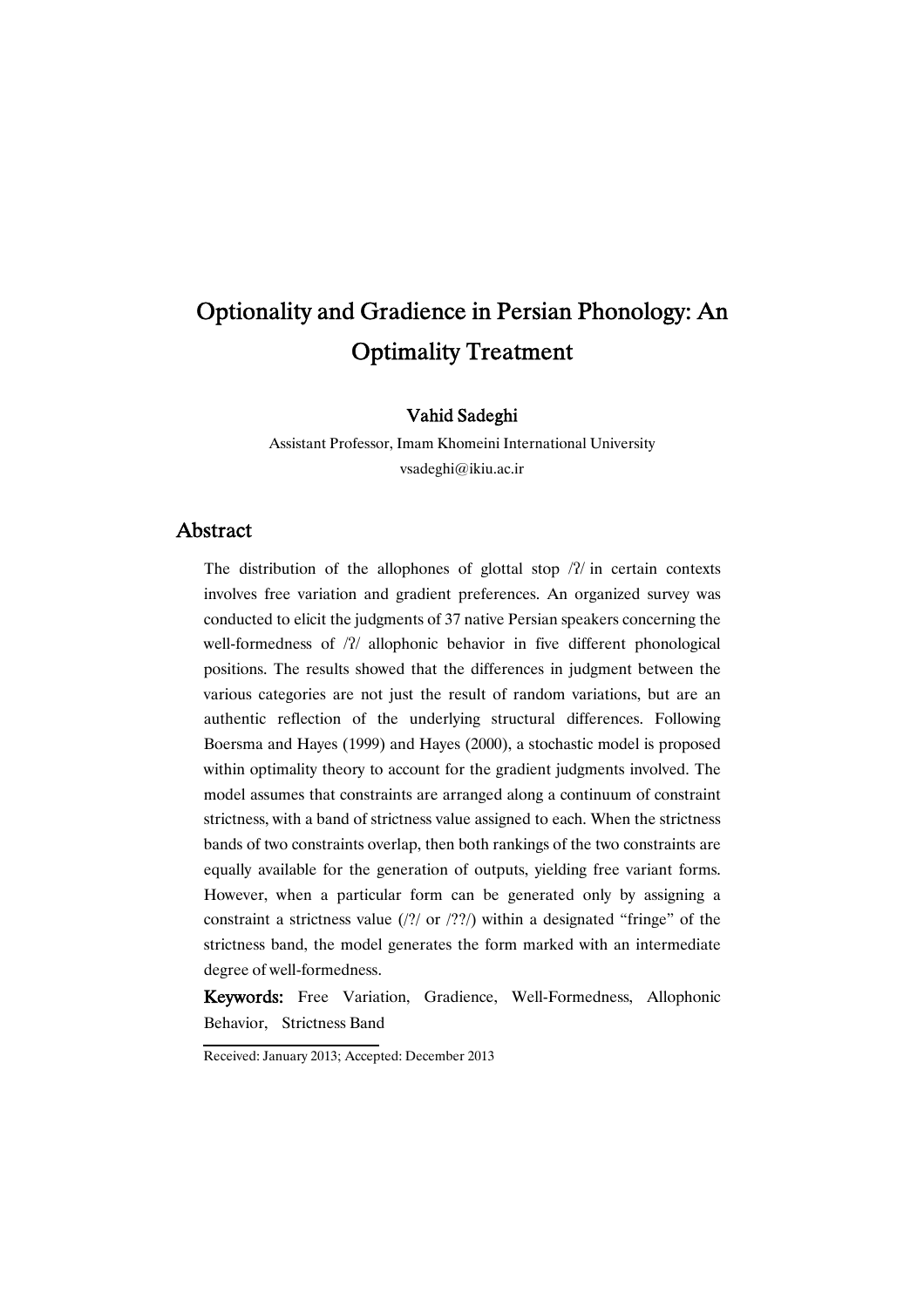# Optionality and Gradience in Persian Phonology: An Optimality Treatment

**Vahid Sadeghi**

Assistant Professor, Imam Khomeini International University

vsadeghi@ikiu.ac.ir

## Abstract

The distribution of the allophones of glottal stop /ʔ/ in certain contexts involves free variation and gradient preferences. An organized survey was conducted to elicit the judgments of 37 native Persian speakers concerning the well-formedness of /ʔ/ allophonic behavior in five different phonological positions. The results showed that the differences in judgment between the various categories are not just the result of random variations, but are an authentic reflection of the underlying structural differences. Following Boersma and Hayes (1999) and Hayes (2000), a stochastic model is proposed within optimality theory to account for the gradient judgments involved. The model assumes that constraints are arranged along a continuum of constraint strictness, with a band of strictness value assigned to each. When the strictness bands of two constraints overlap, then both rankings of the two constraints are equally available for the generation of outputs, yielding free variant forms. However, when a particular form can be generated only by assigning a constraint a strictness value (/?/ or /??/) within a designated "fringe" of the strictness band, the model generates the form marked with an intermediate degree of well-formedness.

**Keywords:** Free Variation, Gradience, Well-Formedness, Allophonic Behavior, Strictness Band

Received: January 2013; Accepted: December 2013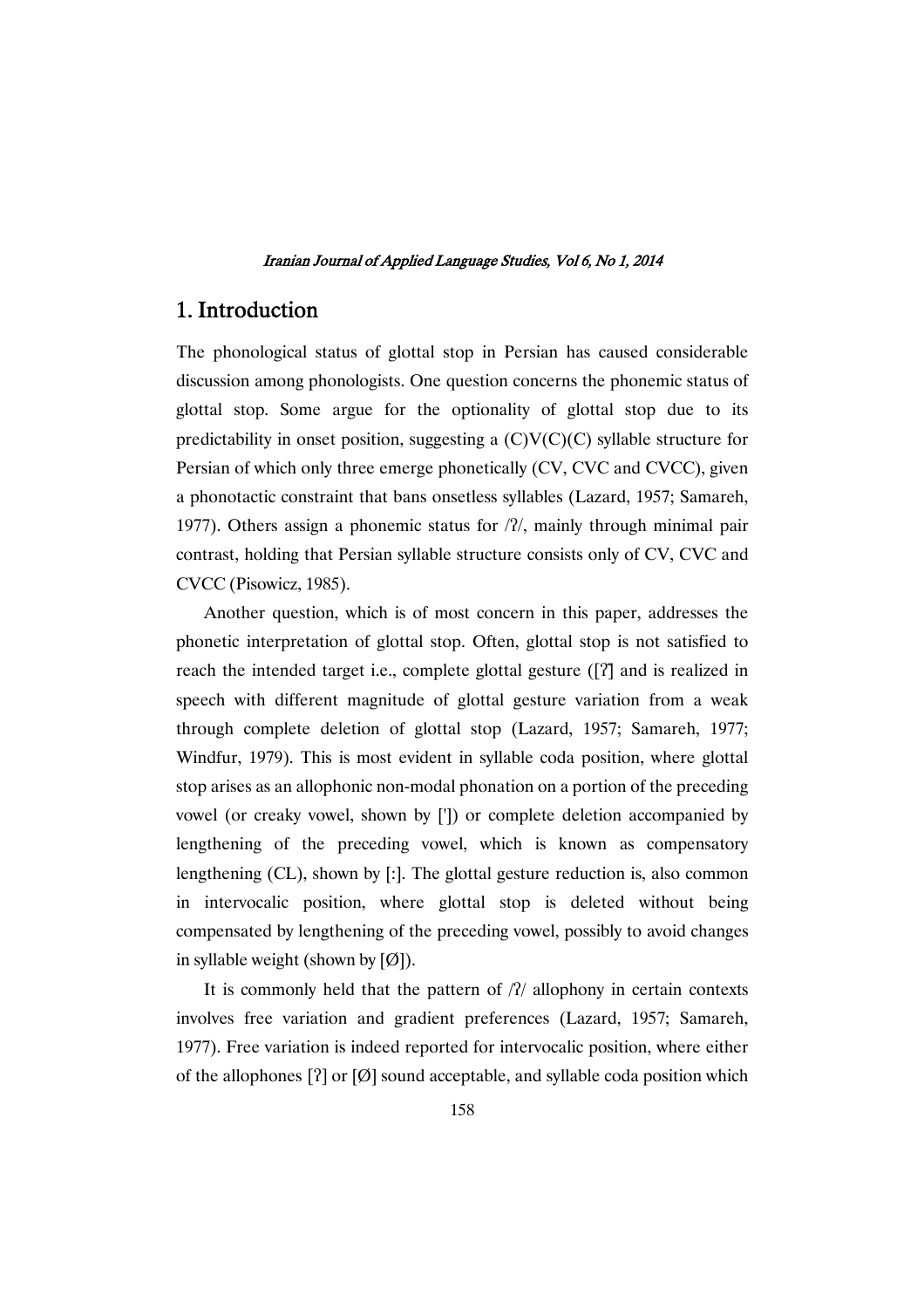## 1. Introduction

The phonological status of glottal stop in Persian has caused considerable discussion among phonologists. One question concerns the phonemic status of glottal stop. Some argue for the optionality of glottal stop due to its predictability in onset position, suggesting a (C)V(C)(C) syllable structure for Persian of which only three emerge phonetically (CV, CVC and CVCC), given a phonotactic constraint that bans onsetless syllables (Lazard, 1957; Samareh, 1977). Others assign a phonemic status for /ʔ/, mainly through minimal pair contrast, holding that Persian syllable structure consists only of CV, CVC and CVCC (Pisowicz, 1985).

Another question, which is of most concern in this paper, addresses the phonetic interpretation of glottal stop. Often, glottal stop is not satisfied to reach the intended target i.e., complete glottal gesture ([ʔ] and is realized in speech with different magnitude of glottal gesture variation from a weak through complete deletion of glottal stop (Lazard, 1957; Samareh, 1977; Windfur, 1979). This is most evident in syllable coda position, where glottal stop arises as an allophonic non-modal phonation on a portion of the preceding vowel (or creaky vowel, shown by [']) or complete deletion accompanied by lengthening of the preceding vowel, which is known as compensatory lengthening (CL), shown by [:]. The glottal gesture reduction is, also common in intervocalic position, where glottal stop is deleted without being compensated by lengthening of the preceding vowel, possibly to avoid changes in syllable weight (shown by [Ø]).

It is commonly held that the pattern of /ʔ/ allophony in certain contexts involves free variation and gradient preferences (Lazard, 1957; Samareh, 1977). Free variation is indeed reported for intervocalic position, where either of the allophones [ʔ] or [Ø] sound acceptable, and syllable coda position which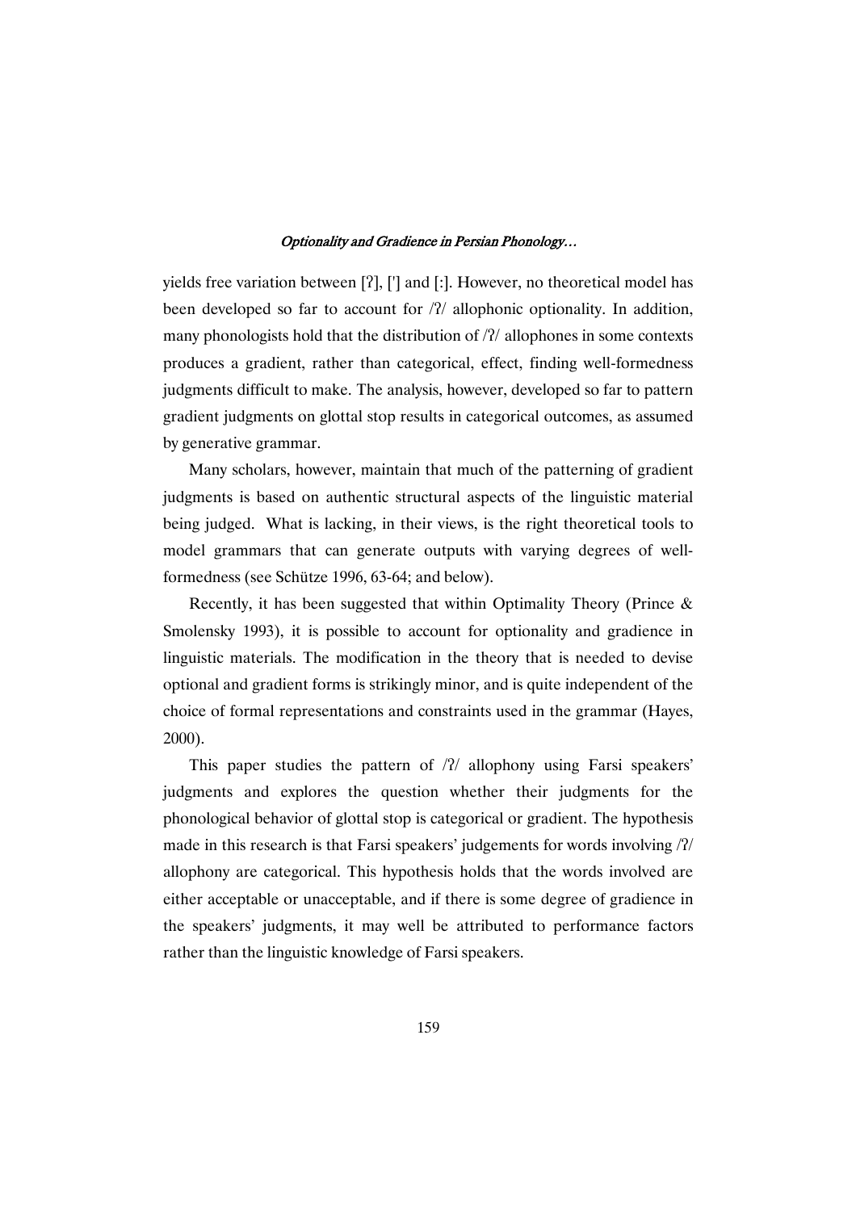yields free variation between [ʔ], ['] and [:]. However, no theoretical model has been developed so far to account for /ʔ/ allophonic optionality. In addition, many phonologists hold that the distribution of /ʔ/ allophones in some contexts produces a gradient, rather than categorical, effect, finding well-formedness judgments difficult to make. The analysis, however, developed so far to pattern gradient judgments on glottal stop results in categorical outcomes, as assumed by generative grammar.

Many scholars, however, maintain that much of the patterning of gradient judgments is based on authentic structural aspects of the linguistic material being judged. What is lacking, in their views, is the right theoretical tools to model grammars that can generate outputs with varying degrees of well-formedness (see Schütze 1996, 63-64; and below).

Recently, it has been suggested that within Optimality Theory (Prince & Smolensky 1993), it is possible to account for optionality and gradience in linguistic materials. The modification in the theory that is needed to devise optional and gradient forms is strikingly minor, and is quite independent of the choice of formal representations and constraints used in the grammar (Hayes, 2000).

This paper studies the pattern of /ʔ/ allophony using Farsi speakers' judgments and explores the question whether their judgments for the phonological behavior of glottal stop is categorical or gradient. The hypothesis made in this research is that Farsi speakers' judgements for words involving /ʔ/ allophony are categorical. This hypothesis holds that the words involved are either acceptable or unacceptable, and if there is some degree of gradience in the speakers' judgments, it may well be attributed to performance factors rather than the linguistic knowledge of Farsi speakers.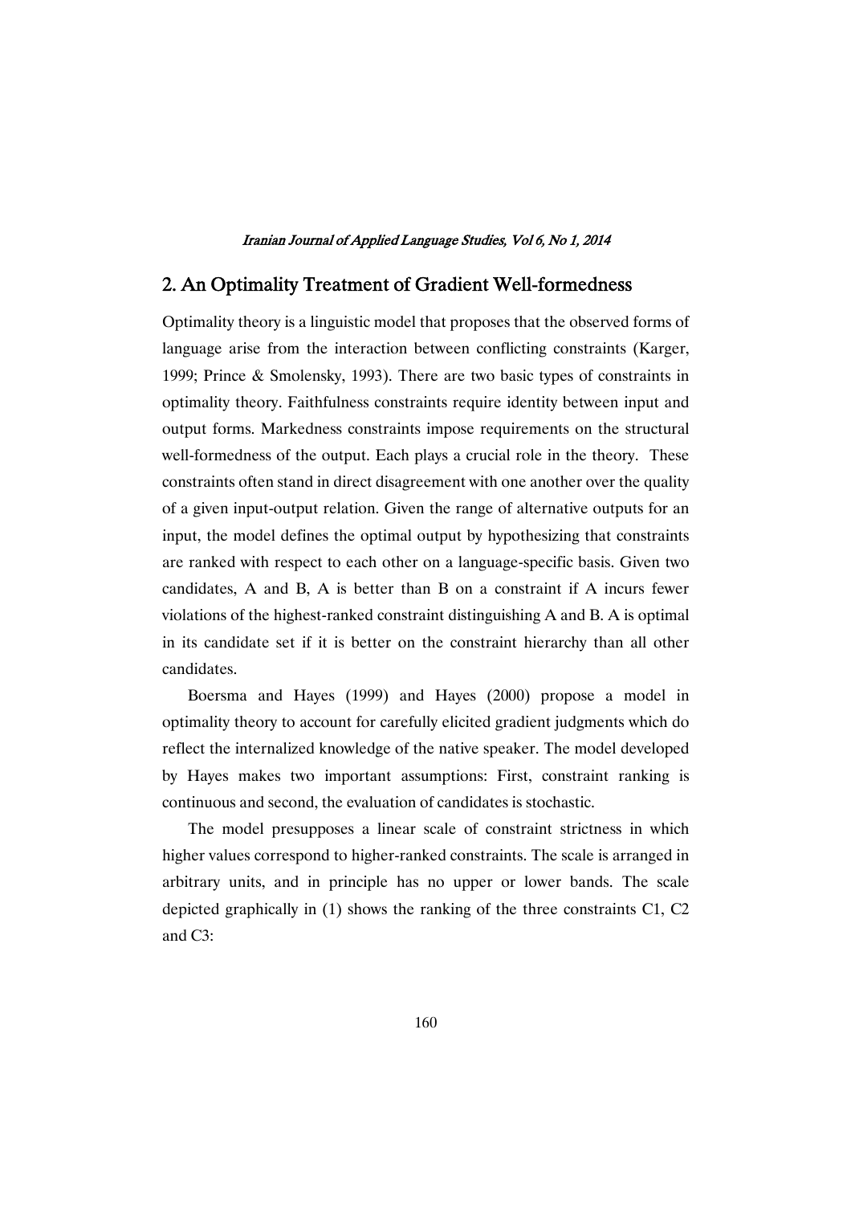## 2. An Optimality Treatment of Gradient Well-formedness

Optimality theory is a linguistic model that proposes that the observed forms of language arise from the interaction between conflicting constraints (Karger, 1999; Prince & Smolensky, 1993). There are two basic types of constraints in optimality theory. Faithfulness constraints require identity between input and output forms. Markedness constraints impose requirements on the structural well-formedness of the output. Each plays a crucial role in the theory. These constraints often stand in direct disagreement with one another over the quality of a given input-output relation. Given the range of alternative outputs for an input, the model defines the optimal output by hypothesizing that constraints are ranked with respect to each other on a language-specific basis. Given two candidates, A and B, A is better than B on a constraint if A incurs fewer violations of the highest-ranked constraint distinguishing A and B. A is optimal in its candidate set if it is better on the constraint hierarchy than all other candidates.

Boersma and Hayes (1999) and Hayes (2000) propose a model in optimality theory to account for carefully elicited gradient judgments which do reflect the internalized knowledge of the native speaker. The model developed by Hayes makes two important assumptions: First, constraint ranking is continuous and second, the evaluation of candidates is stochastic.

The model presupposes a linear scale of constraint strictness in which higher values correspond to higher-ranked constraints. The scale is arranged in arbitrary units, and in principle has no upper or lower bands. The scale depicted graphically in (1) shows the ranking of the three constraints C1, C2 and C3: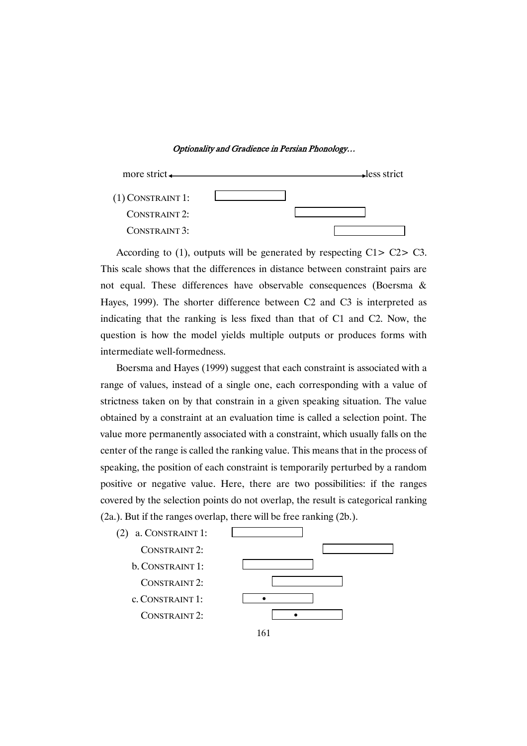more strict ←——————————————————→ less strict

(1) CONSTRAINT 1:
CONSTRAINT 2:
CONSTRAINT 3:

According to (1), outputs will be generated by respecting C1> C2> C3. This scale shows that the differences in distance between constraint pairs are not equal. These differences have observable consequences (Boersma & Hayes, 1999). The shorter difference between C2 and C3 is interpreted as indicating that the ranking is less fixed than that of C1 and C2. Now, the question is how the model yields multiple outputs or produces forms with intermediate well-formedness.

Boersma and Hayes (1999) suggest that each constraint is associated with a range of values, instead of a single one, each corresponding with a value of strictness taken on by that constrain in a given speaking situation. The value obtained by a constraint at an evaluation time is called a selection point. The value more permanently associated with a constraint, which usually falls on the center of the range is called the ranking value. This means that in the process of speaking, the position of each constraint is temporarily perturbed by a random positive or negative value. Here, there are two possibilities: if the ranges covered by the selection points do not overlap, the result is categorical ranking (2a.). But if the ranges overlap, there will be free ranking (2b.).

(2) a. CONSTRAINT 1:
CONSTRAINT 2:
b. CONSTRAINT 1:
CONSTRAINT 2:
c. CONSTRAINT 1: •
CONSTRAINT 2: •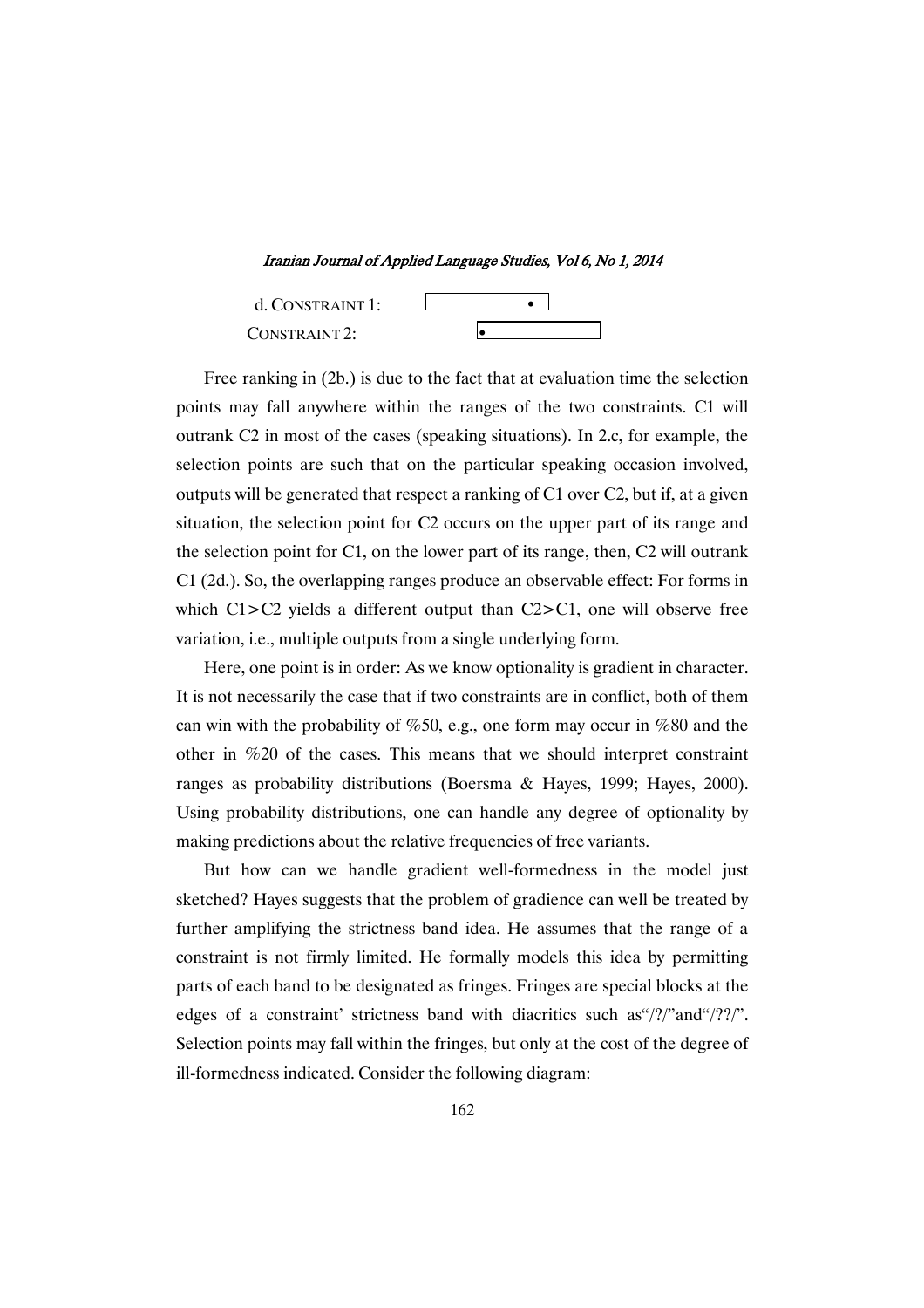d. CONSTRAINT 1: [ • ]

CONSTRAINT 2: [• ]

Free ranking in (2b.) is due to the fact that at evaluation time the selection points may fall anywhere within the ranges of the two constraints. C1 will outrank C2 in most of the cases (speaking situations). In 2.c, for example, the selection points are such that on the particular speaking occasion involved, outputs will be generated that respect a ranking of C1 over C2, but if, at a given situation, the selection point for C2 occurs on the upper part of its range and the selection point for C1, on the lower part of its range, then, C2 will outrank C1 (2d.). So, the overlapping ranges produce an observable effect: For forms in which C1>C2 yields a different output than C2>C1, one will observe free variation, i.e., multiple outputs from a single underlying form.

Here, one point is in order: As we know optionality is gradient in character. It is not necessarily the case that if two constraints are in conflict, both of them can win with the probability of %50, e.g., one form may occur in %80 and the other in %20 of the cases. This means that we should interpret constraint ranges as probability distributions (Boersma & Hayes, 1999; Hayes, 2000). Using probability distributions, one can handle any degree of optionality by making predictions about the relative frequencies of free variants.

But how can we handle gradient well-formedness in the model just sketched? Hayes suggests that the problem of gradience can well be treated by further amplifying the strictness band idea. He assumes that the range of a constraint is not firmly limited. He formally models this idea by permitting parts of each band to be designated as fringes. Fringes are special blocks at the edges of a constraint' strictness band with diacritics such as"/?/"and"/??/". Selection points may fall within the fringes, but only at the cost of the degree of ill-formedness indicated. Consider the following diagram: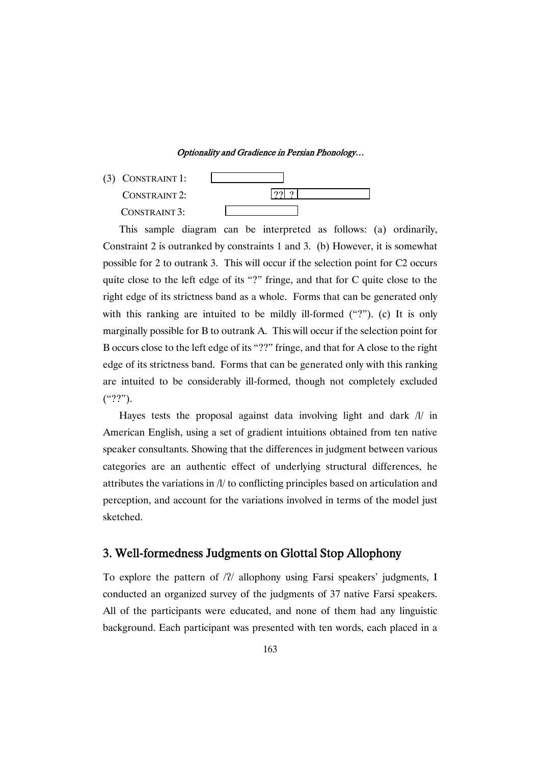(3) CONSTRAINT 1: [ ]

CONSTRAINT 2: [?? ? | ]

CONSTRAINT 3: [ ]

This sample diagram can be interpreted as follows: (a) ordinarily, Constraint 2 is outranked by constraints 1 and 3. (b) However, it is somewhat possible for 2 to outrank 3. This will occur if the selection point for C2 occurs quite close to the left edge of its "?" fringe, and that for C quite close to the right edge of its strictness band as a whole. Forms that can be generated only with this ranking are intuited to be mildly ill-formed ("?"). (c) It is only marginally possible for B to outrank A. This will occur if the selection point for B occurs close to the left edge of its "??" fringe, and that for A close to the right edge of its strictness band. Forms that can be generated only with this ranking are intuited to be considerably ill-formed, though not completely excluded ("??").

Hayes tests the proposal against data involving light and dark /l/ in American English, using a set of gradient intuitions obtained from ten native speaker consultants. Showing that the differences in judgment between various categories are an authentic effect of underlying structural differences, he attributes the variations in /l/ to conflicting principles based on articulation and perception, and account for the variations involved in terms of the model just sketched.

## 3. Well-formedness Judgments on Glottal Stop Allophony

To explore the pattern of /ʔ/ allophony using Farsi speakers' judgments, I conducted an organized survey of the judgments of 37 native Farsi speakers. All of the participants were educated, and none of them had any linguistic background. Each participant was presented with ten words, each placed in a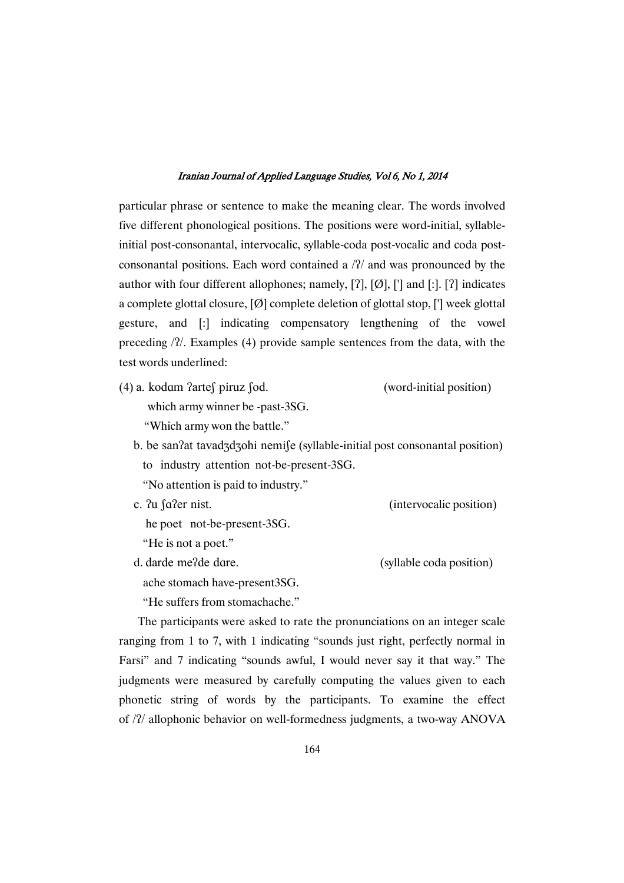particular phrase or sentence to make the meaning clear. The words involved five different phonological positions. The positions were word-initial, syllable-initial post-consonantal, intervocalic, syllable-coda post-vocalic and coda post-consonantal positions. Each word contained a /ʔ/ and was pronounced by the author with four different allophones; namely, [ʔ], [Ø], ['] and [:]. [ʔ] indicates a complete glottal closure, [Ø] complete deletion of glottal stop, ['] week glottal gesture, and [:] indicating compensatory lengthening of the vowel preceding /ʔ/. Examples (4) provide sample sentences from the data, with the test words underlined:

(4) a. kodɑm ʔarteʃ piruz ʃod. (word-initial position)

which army winner be -past-3SG.

"Which army won the battle."

b. be sanʔat tavadʒdʒohi nemiʃe (syllable-initial post consonantal position)

to industry attention not-be-present-3SG.

"No attention is paid to industry."

c. ʔu ʃɑʔer nist. (intervocalic position)

he poet not-be-present-3SG.

"He is not a poet."

d. darde meʔde dɑre. (syllable coda position)

ache stomach have-present3SG.

"He suffers from stomachache."

The participants were asked to rate the pronunciations on an integer scale ranging from 1 to 7, with 1 indicating "sounds just right, perfectly normal in Farsi" and 7 indicating "sounds awful, I would never say it that way." The judgments were measured by carefully computing the values given to each phonetic string of words by the participants. To examine the effect of /ʔ/ allophonic behavior on well-formedness judgments, a two-way ANOVA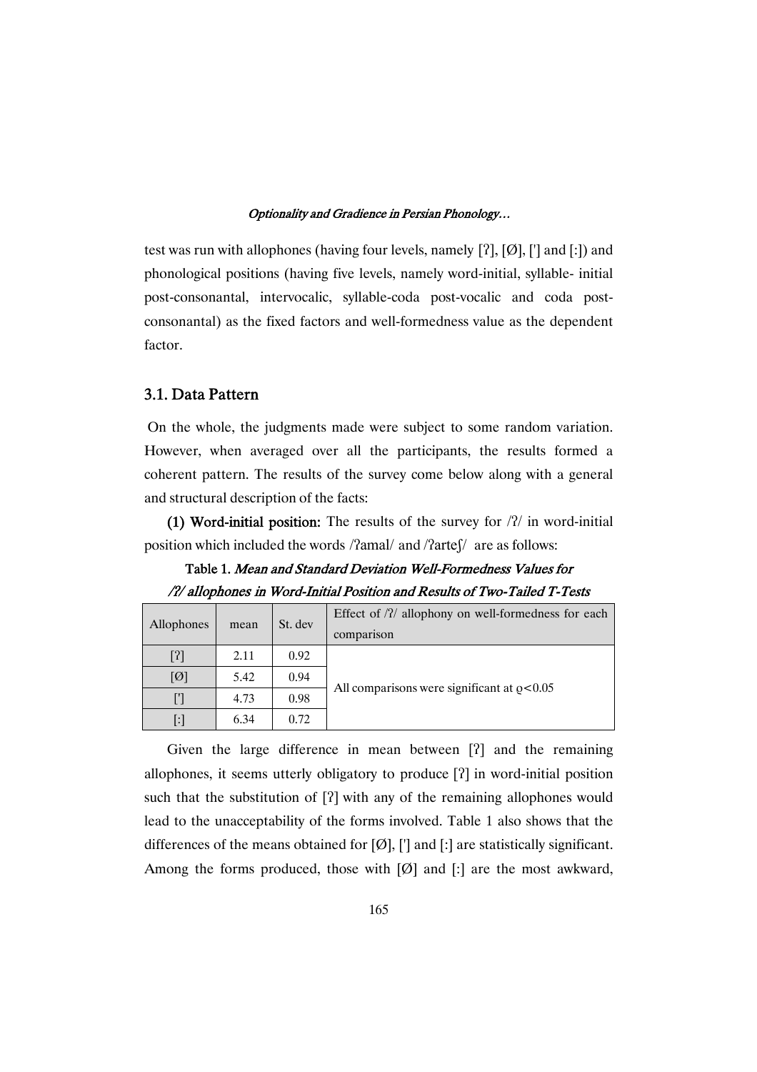test was run with allophones (having four levels, namely [ʔ], [Ø], ['] and [:]) and phonological positions (having five levels, namely word-initial, syllable- initial post-consonantal, intervocalic, syllable-coda post-vocalic and coda post-consonantal) as the fixed factors and well-formedness value as the dependent factor.

## 3.1. Data Pattern

On the whole, the judgments made were subject to some random variation. However, when averaged over all the participants, the results formed a coherent pattern. The results of the survey come below along with a general and structural description of the facts:

**(1) Word-initial position:** The results of the survey for /ʔ/ in word-initial position which included the words /ʔamal/ and /ʔarteʃ/ are as follows:

**Table 1.** *Mean and Standard Deviation Well-Formedness Values for /ʔ/ allophones in Word-Initial Position and Results of Two-Tailed T-Tests*

| Allophones | mean | St. dev | Effect of /ʔ/ allophony on well-formedness for each comparison |
|---|---|---|---|
| [ʔ] | 2.11 | 0.92 | All comparisons were significant at $\varrho<0.05$ |
| [Ø] | 5.42 | 0.94 | |
| ['] | 4.73 | 0.98 | |
| [:] | 6.34 | 0.72 | |

Given the large difference in mean between [ʔ] and the remaining allophones, it seems utterly obligatory to produce [ʔ] in word-initial position such that the substitution of [ʔ] with any of the remaining allophones would lead to the unacceptability of the forms involved. Table 1 also shows that the differences of the means obtained for [Ø], ['] and [:] are statistically significant. Among the forms produced, those with [Ø] and [:] are the most awkward,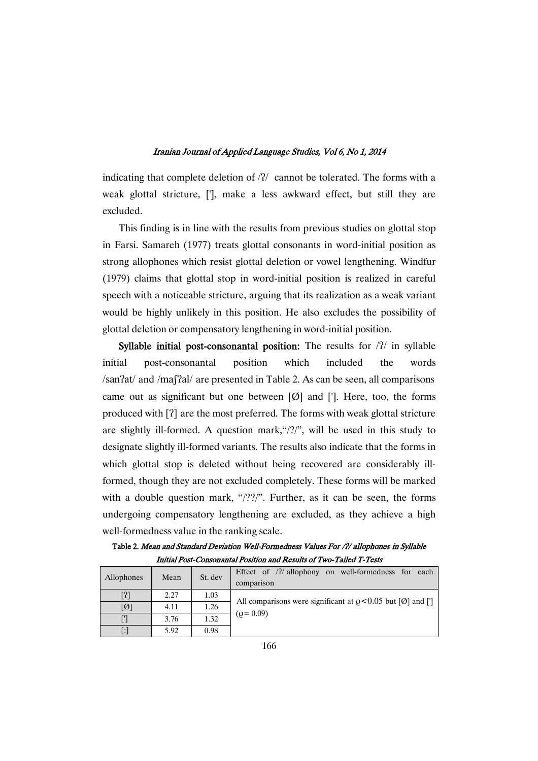indicating that complete deletion of /ʔ/ cannot be tolerated. The forms with a weak glottal stricture, ['], make a less awkward effect, but still they are excluded.

This finding is in line with the results from previous studies on glottal stop in Farsi. Samareh (1977) treats glottal consonants in word-initial position as strong allophones which resist glottal deletion or vowel lengthening. Windfur (1979) claims that glottal stop in word-initial position is realized in careful speech with a noticeable stricture, arguing that its realization as a weak variant would be highly unlikely in this position. He also excludes the possibility of glottal deletion or compensatory lengthening in word-initial position.

**Syllable initial post-consonantal position:** The results for /ʔ/ in syllable initial post-consonantal position which included the words /sanʔat/ and /maʃʔal/ are presented in Table 2. As can be seen, all comparisons came out as significant but one between [Ø] and [']. Here, too, the forms produced with [ʔ] are the most preferred. The forms with weak glottal stricture are slightly ill-formed. A question mark,"/?/", will be used in this study to designate slightly ill-formed variants. The results also indicate that the forms in which glottal stop is deleted without being recovered are considerably ill-formed, though they are not excluded completely. These forms will be marked with a double question mark, "/??/". Further, as it can be seen, the forms undergoing compensatory lengthening are excluded, as they achieve a high well-formedness value in the ranking scale.

**Table 2.** *Mean and Standard Deviation Well-Formedness Values For /ʔ/ allophones in Syllable Initial Post-Consonantal Position and Results of Two-Tailed T-Tests*

| Allophones | Mean | St. dev | Effect of /ʔ/ allophony on well-formedness for each comparison |
|---|---|---|---|
| [ʔ] | 2.27 | 1.03 | All comparisons were significant at $\varrho < 0.05$ but [Ø] and ['] ($\varrho = 0.09$) |
| [Ø] | 4.11 | 1.26 | |
| ['] | 3.76 | 1.32 | |
| [:] | 5.92 | 0.98 | |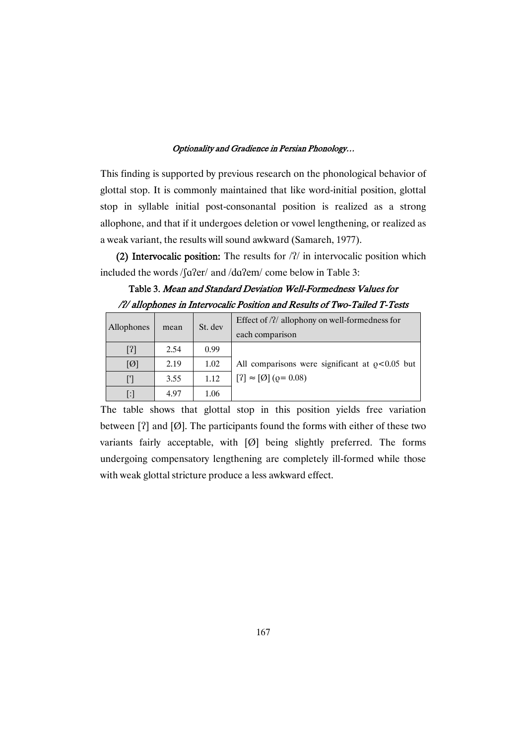This finding is supported by previous research on the phonological behavior of glottal stop. It is commonly maintained that like word-initial position, glottal stop in syllable initial post-consonantal position is realized as a strong allophone, and that if it undergoes deletion or vowel lengthening, or realized as a weak variant, the results will sound awkward (Samareh, 1977).

**(2) Intervocalic position:** The results for /ʔ/ in intervocalic position which included the words /ʃɑʔer/ and /dɑʔem/ come below in Table 3:

**Table 3.** ***Mean and Standard Deviation Well-Formedness Values for /ʔ/ allophones in Intervocalic Position and Results of Two-Tailed T-Tests***

| Allophones | mean | St. dev | Effect of /ʔ/ allophony on well-formedness for each comparison |
|---|---|---|---|
| [ʔ] | 2.54 | 0.99 | All comparisons were significant at $\varrho < 0.05$ but $[ʔ] \approx [Ø]$ ($\varrho = 0.08$) |
| [Ø] | 2.19 | 1.02 | |
| ['] | 3.55 | 1.12 | |
| [:] | 4.97 | 1.06 | |

The table shows that glottal stop in this position yields free variation between [ʔ] and [Ø]. The participants found the forms with either of these two variants fairly acceptable, with [Ø] being slightly preferred. The forms undergoing compensatory lengthening are completely ill-formed while those with weak glottal stricture produce a less awkward effect.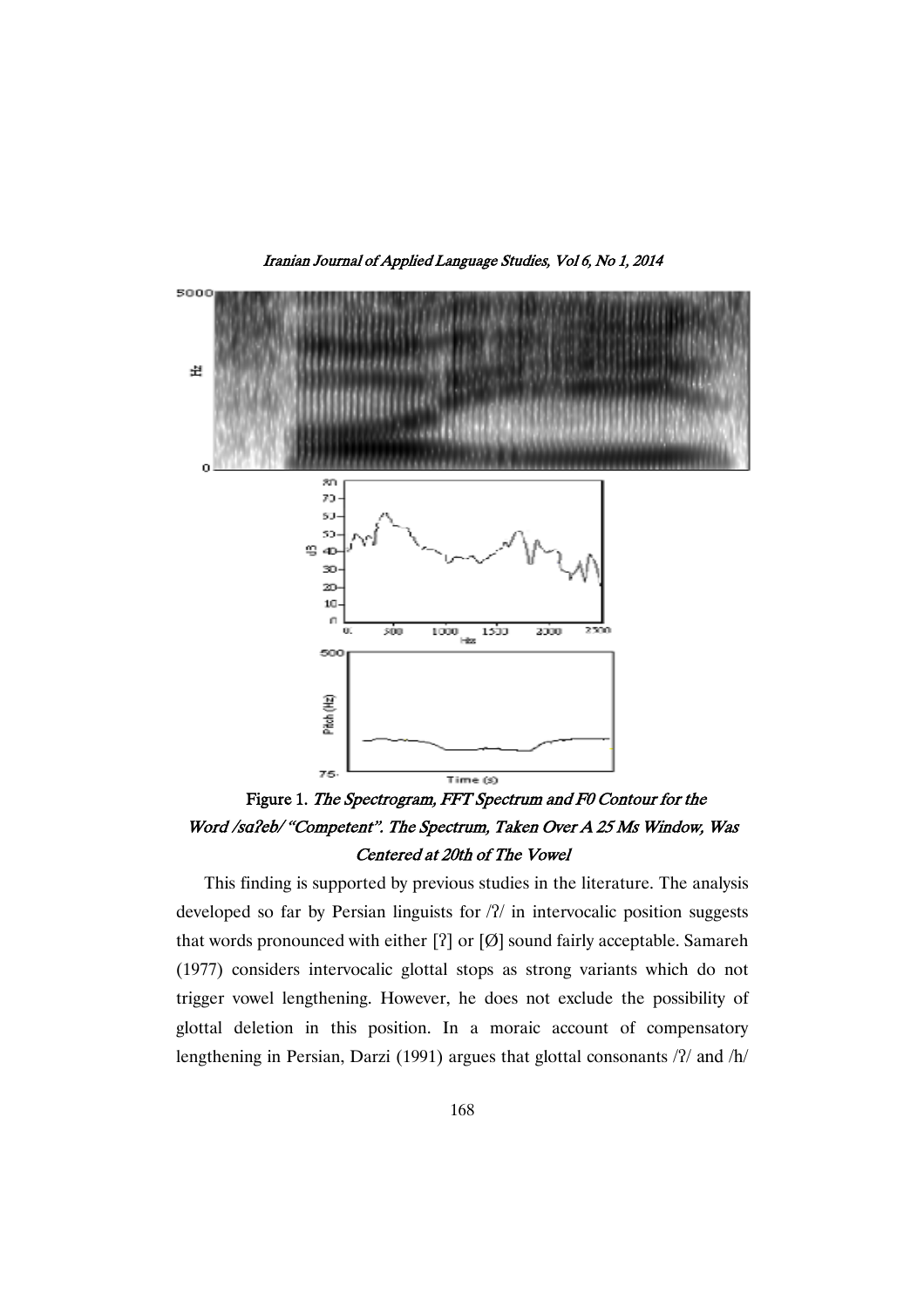**Figure 1.** *The Spectrogram, FFT Spectrum and F0 Contour for the Word /sɑʔeb/ "Competent". The Spectrum, Taken Over A 25 Ms Window, Was Centered at 20th of The Vowel*

This finding is supported by previous studies in the literature. The analysis developed so far by Persian linguists for /ʔ/ in intervocalic position suggests that words pronounced with either [ʔ] or [Ø] sound fairly acceptable. Samareh (1977) considers intervocalic glottal stops as strong variants which do not trigger vowel lengthening. However, he does not exclude the possibility of glottal deletion in this position. In a moraic account of compensatory lengthening in Persian, Darzi (1991) argues that glottal consonants /ʔ/ and /h/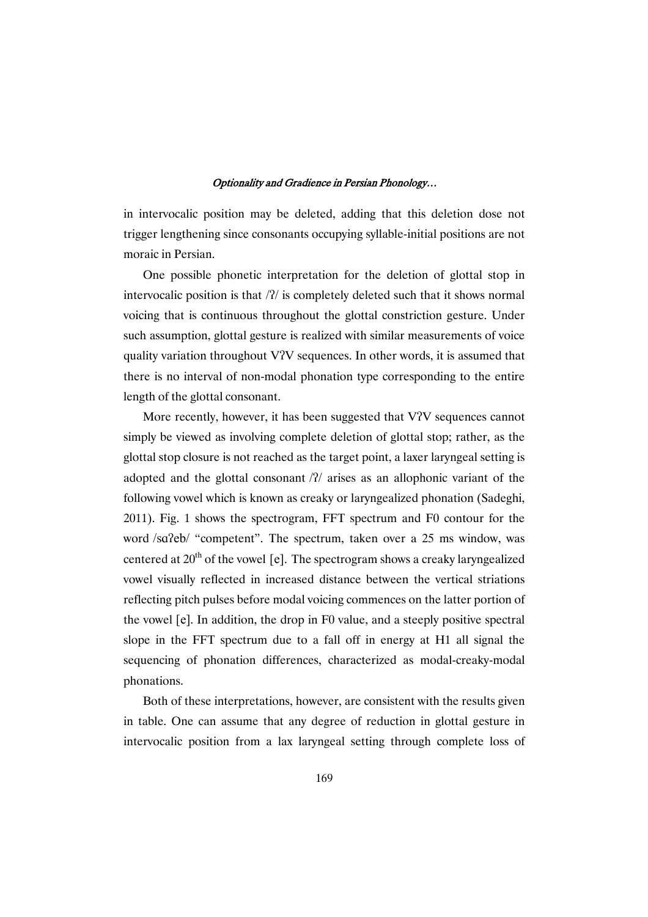in intervocalic position may be deleted, adding that this deletion dose not trigger lengthening since consonants occupying syllable-initial positions are not moraic in Persian.

One possible phonetic interpretation for the deletion of glottal stop in intervocalic position is that /ʔ/ is completely deleted such that it shows normal voicing that is continuous throughout the glottal constriction gesture. Under such assumption, glottal gesture is realized with similar measurements of voice quality variation throughout VʔV sequences. In other words, it is assumed that there is no interval of non-modal phonation type corresponding to the entire length of the glottal consonant.

More recently, however, it has been suggested that VʔV sequences cannot simply be viewed as involving complete deletion of glottal stop; rather, as the glottal stop closure is not reached as the target point, a laxer laryngeal setting is adopted and the glottal consonant /ʔ/ arises as an allophonic variant of the following vowel which is known as creaky or laryngealized phonation (Sadeghi, 2011). Fig. 1 shows the spectrogram, FFT spectrum and F0 contour for the word /sɑʔeb/ "competent". The spectrum, taken over a 25 ms window, was centered at 20th of the vowel [e]. The spectrogram shows a creaky laryngealized vowel visually reflected in increased distance between the vertical striations reflecting pitch pulses before modal voicing commences on the latter portion of the vowel [e]. In addition, the drop in F0 value, and a steeply positive spectral slope in the FFT spectrum due to a fall off in energy at H1 all signal the sequencing of phonation differences, characterized as modal-creaky-modal phonations.

Both of these interpretations, however, are consistent with the results given in table. One can assume that any degree of reduction in glottal gesture in intervocalic position from a lax laryngeal setting through complete loss of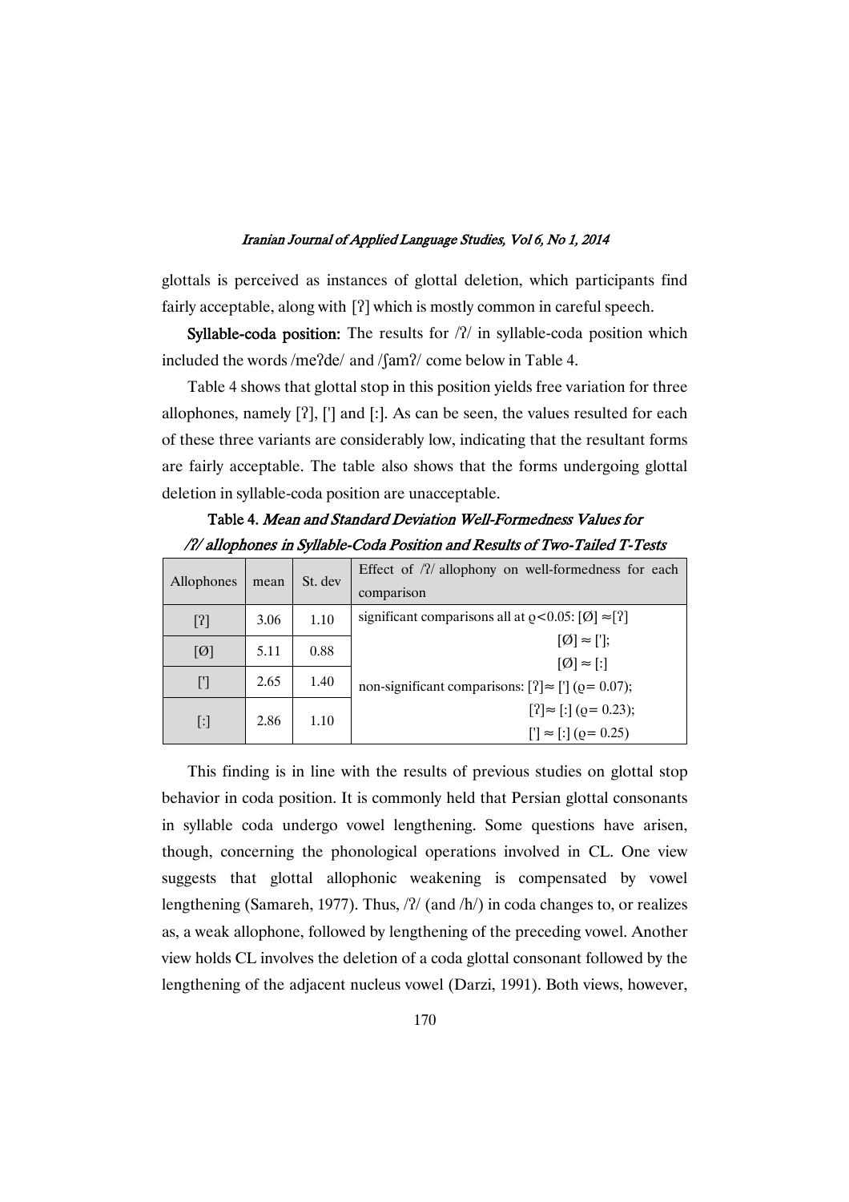glottals is perceived as instances of glottal deletion, which participants find fairly acceptable, along with [ʔ] which is mostly common in careful speech.

**Syllable-coda position:** The results for /ʔ/ in syllable-coda position which included the words /meʔde/ and /ʃamʔ/ come below in Table 4.

Table 4 shows that glottal stop in this position yields free variation for three allophones, namely [ʔ], ['] and [:]. As can be seen, the values resulted for each of these three variants are considerably low, indicating that the resultant forms are fairly acceptable. The table also shows that the forms undergoing glottal deletion in syllable-coda position are unacceptable.

**Table 4.** *Mean and Standard Deviation Well-Formedness Values for /ʔ/ allophones in Syllable-Coda Position and Results of Two-Tailed T-Tests*

| Allophones | mean | St. dev | Effect of /ʔ/ allophony on well-formedness for each comparison |
|---|---|---|---|
| [ʔ] | 3.06 | 1.10 | significant comparisons all at ϱ<0.05: [Ø] ≈[ʔ] |
| [Ø] | 5.11 | 0.88 | [Ø] ≈ [']; [Ø] ≈ [:] |
| ['] | 2.65 | 1.40 | non-significant comparisons: [ʔ]≈ ['] (ϱ= 0.07); |
| [:] | 2.86 | 1.10 | [ʔ]≈ [:] (ϱ= 0.23); ['] ≈ [:] (ϱ= 0.25) |

This finding is in line with the results of previous studies on glottal stop behavior in coda position. It is commonly held that Persian glottal consonants in syllable coda undergo vowel lengthening. Some questions have arisen, though, concerning the phonological operations involved in CL. One view suggests that glottal allophonic weakening is compensated by vowel lengthening (Samareh, 1977). Thus, /ʔ/ (and /h/) in coda changes to, or realizes as, a weak allophone, followed by lengthening of the preceding vowel. Another view holds CL involves the deletion of a coda glottal consonant followed by the lengthening of the adjacent nucleus vowel (Darzi, 1991). Both views, however,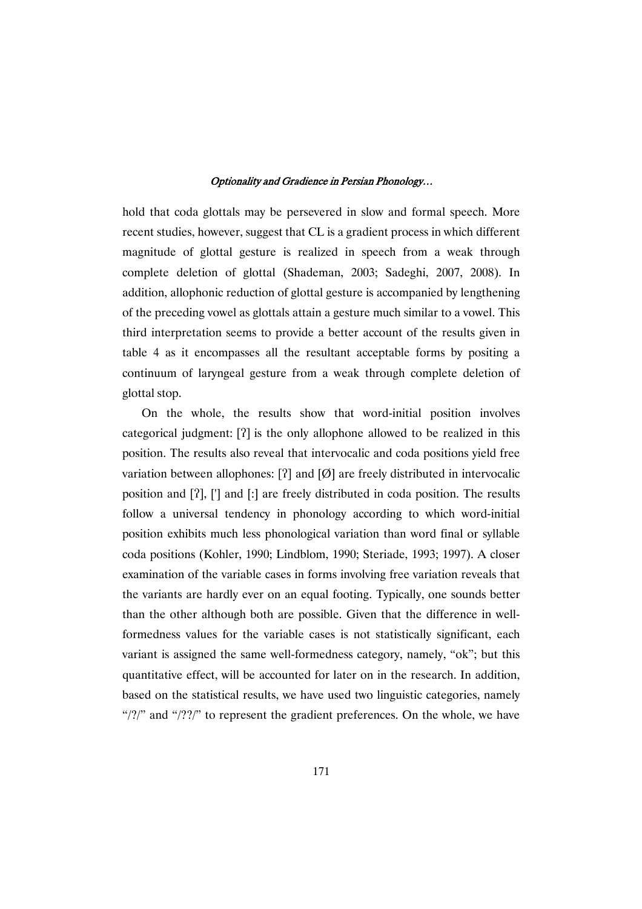hold that coda glottals may be persevered in slow and formal speech. More recent studies, however, suggest that CL is a gradient process in which different magnitude of glottal gesture is realized in speech from a weak through complete deletion of glottal (Shademan, 2003; Sadeghi, 2007, 2008). In addition, allophonic reduction of glottal gesture is accompanied by lengthening of the preceding vowel as glottals attain a gesture much similar to a vowel. This third interpretation seems to provide a better account of the results given in table 4 as it encompasses all the resultant acceptable forms by positing a continuum of laryngeal gesture from a weak through complete deletion of glottal stop.

On the whole, the results show that word-initial position involves categorical judgment: [ʔ] is the only allophone allowed to be realized in this position. The results also reveal that intervocalic and coda positions yield free variation between allophones: [ʔ] and [Ø] are freely distributed in intervocalic position and [ʔ], ['] and [:] are freely distributed in coda position. The results follow a universal tendency in phonology according to which word-initial position exhibits much less phonological variation than word final or syllable coda positions (Kohler, 1990; Lindblom, 1990; Steriade, 1993; 1997). A closer examination of the variable cases in forms involving free variation reveals that the variants are hardly ever on an equal footing. Typically, one sounds better than the other although both are possible. Given that the difference in well-formedness values for the variable cases is not statistically significant, each variant is assigned the same well-formedness category, namely, "ok"; but this quantitative effect, will be accounted for later on in the research. In addition, based on the statistical results, we have used two linguistic categories, namely "/?/" and "/??/" to represent the gradient preferences. On the whole, we have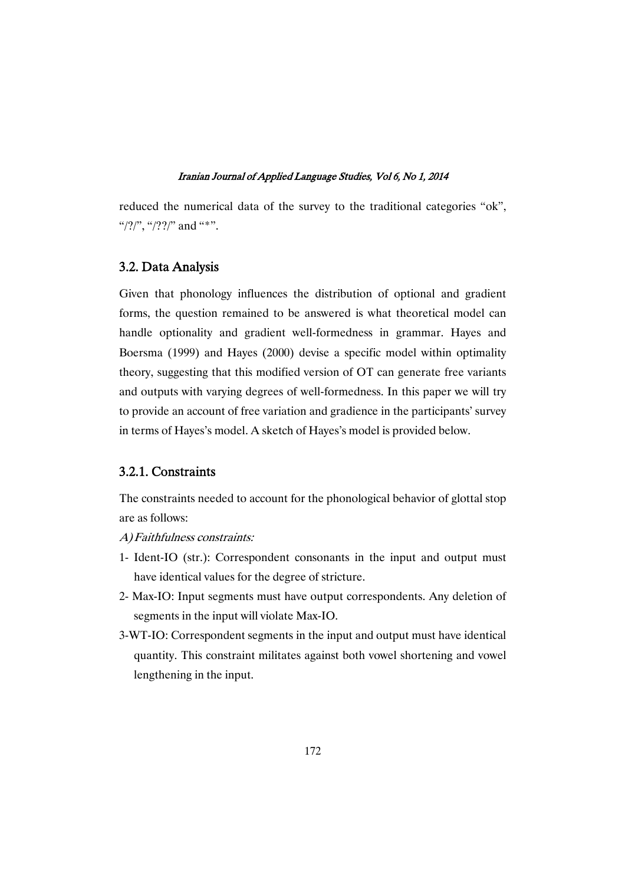reduced the numerical data of the survey to the traditional categories "ok", "/?/", "/??/" and "*".

## 3.2. Data Analysis

Given that phonology influences the distribution of optional and gradient forms, the question remained to be answered is what theoretical model can handle optionality and gradient well-formedness in grammar. Hayes and Boersma (1999) and Hayes (2000) devise a specific model within optimality theory, suggesting that this modified version of OT can generate free variants and outputs with varying degrees of well-formedness. In this paper we will try to provide an account of free variation and gradience in the participants' survey in terms of Hayes's model. A sketch of Hayes's model is provided below.

### 3.2.1. Constraints

The constraints needed to account for the phonological behavior of glottal stop are as follows:

*A) Faithfulness constraints:*

1- Ident-IO (str.): Correspondent consonants in the input and output must have identical values for the degree of stricture.

2- Max-IO: Input segments must have output correspondents. Any deletion of segments in the input will violate Max-IO.

3-WT-IO: Correspondent segments in the input and output must have identical quantity. This constraint militates against both vowel shortening and vowel lengthening in the input.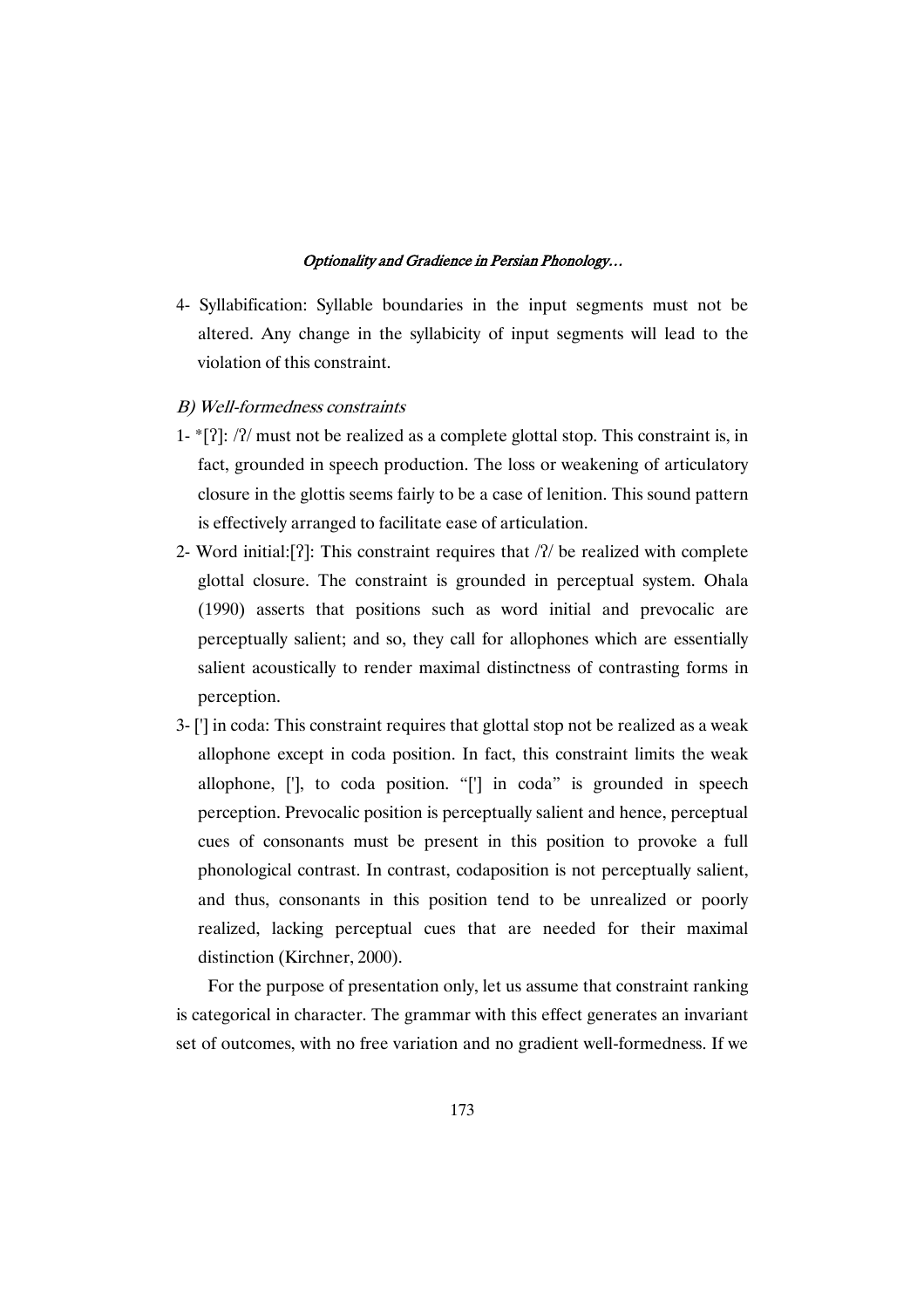4- Syllabification: Syllable boundaries in the input segments must not be altered. Any change in the syllabicity of input segments will lead to the violation of this constraint.

*B) Well-formedness constraints*

1- *[ʔ]: /ʔ/ must not be realized as a complete glottal stop. This constraint is, in fact, grounded in speech production. The loss or weakening of articulatory closure in the glottis seems fairly to be a case of lenition. This sound pattern is effectively arranged to facilitate ease of articulation.

2- Word initial:[ʔ]: This constraint requires that /ʔ/ be realized with complete glottal closure. The constraint is grounded in perceptual system. Ohala (1990) asserts that positions such as word initial and prevocalic are perceptually salient; and so, they call for allophones which are essentially salient acoustically to render maximal distinctness of contrasting forms in perception.

3- ['] in coda: This constraint requires that glottal stop not be realized as a weak allophone except in coda position. In fact, this constraint limits the weak allophone, ['], to coda position. "['] in coda" is grounded in speech perception. Prevocalic position is perceptually salient and hence, perceptual cues of consonants must be present in this position to provoke a full phonological contrast. In contrast, codaposition is not perceptually salient, and thus, consonants in this position tend to be unrealized or poorly realized, lacking perceptual cues that are needed for their maximal distinction (Kirchner, 2000).

For the purpose of presentation only, let us assume that constraint ranking is categorical in character. The grammar with this effect generates an invariant set of outcomes, with no free variation and no gradient well-formedness. If we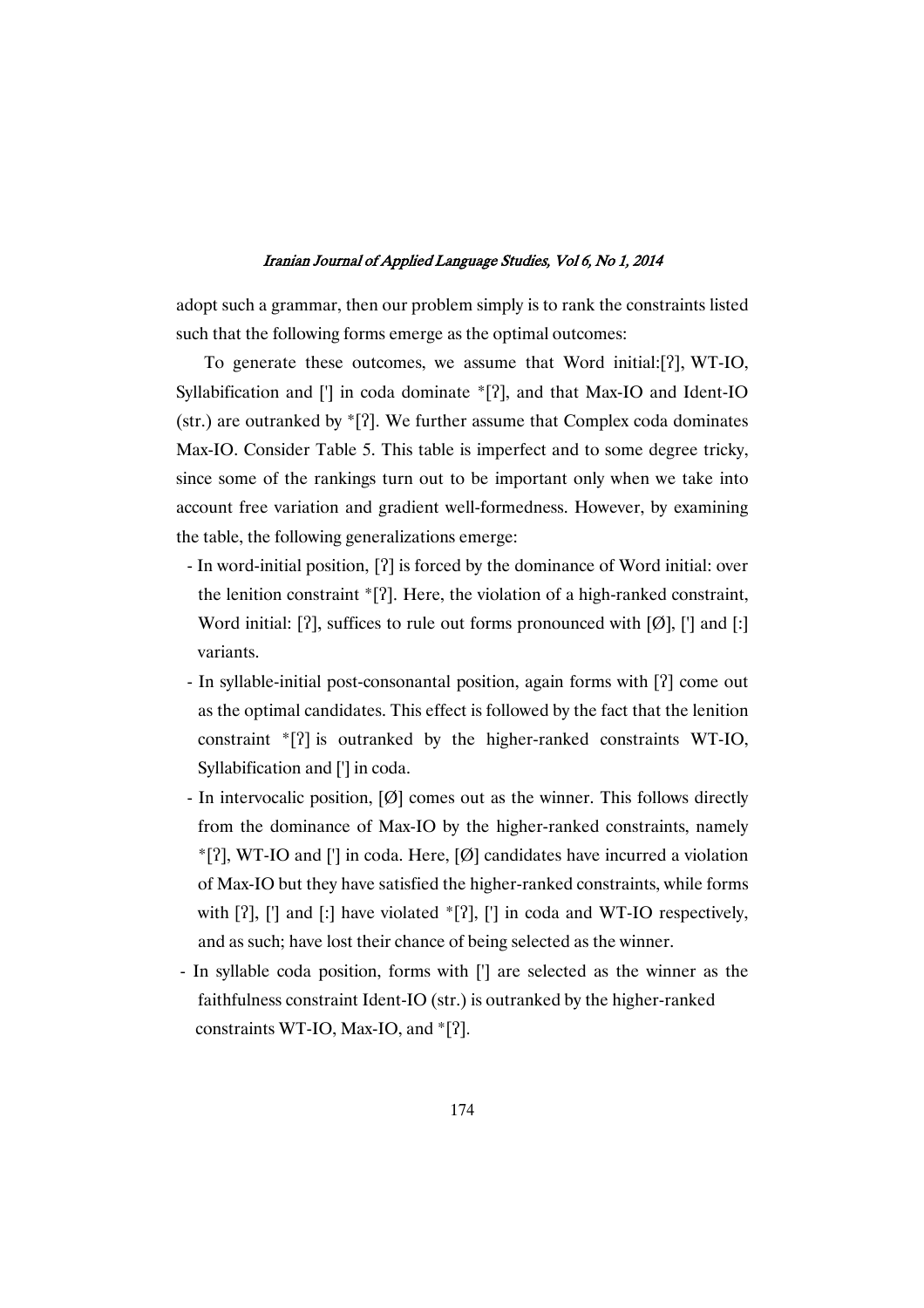adopt such a grammar, then our problem simply is to rank the constraints listed such that the following forms emerge as the optimal outcomes:

To generate these outcomes, we assume that Word initial:[ʔ], WT-IO, Syllabification and ['] in coda dominate *[ʔ], and that Max-IO and Ident-IO (str.) are outranked by *[ʔ]. We further assume that Complex coda dominates Max-IO. Consider Table 5. This table is imperfect and to some degree tricky, since some of the rankings turn out to be important only when we take into account free variation and gradient well-formedness. However, by examining the table, the following generalizations emerge:

- In word-initial position, [ʔ] is forced by the dominance of Word initial: over the lenition constraint *[ʔ]. Here, the violation of a high-ranked constraint, Word initial: [ʔ], suffices to rule out forms pronounced with [Ø], ['] and [:] variants.
- In syllable-initial post-consonantal position, again forms with [ʔ] come out as the optimal candidates. This effect is followed by the fact that the lenition constraint *[ʔ] is outranked by the higher-ranked constraints WT-IO, Syllabification and ['] in coda.
- In intervocalic position, [Ø] comes out as the winner. This follows directly from the dominance of Max-IO by the higher-ranked constraints, namely *[ʔ], WT-IO and ['] in coda. Here, [Ø] candidates have incurred a violation of Max-IO but they have satisfied the higher-ranked constraints, while forms with [ʔ], ['] and [:] have violated *[ʔ], ['] in coda and WT-IO respectively, and as such; have lost their chance of being selected as the winner.
- In syllable coda position, forms with ['] are selected as the winner as the faithfulness constraint Ident-IO (str.) is outranked by the higher-ranked constraints WT-IO, Max-IO, and *[ʔ].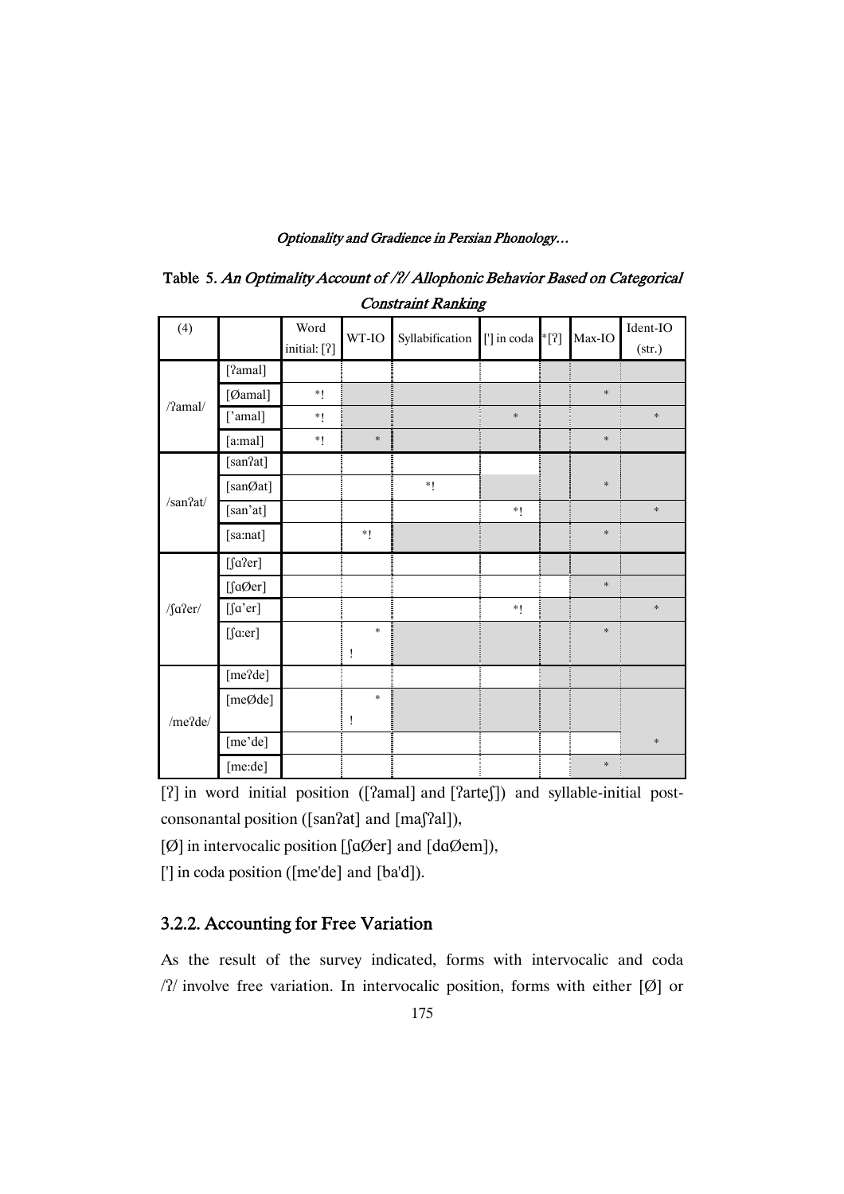Table 5. *An Optimality Account of /ʔ/ Allophonic Behavior Based on Categorical Constraint Ranking*

| (4) | | Word initial: [ʔ] | WT-IO | Syllabification | ['] in coda | *[ʔ] | Max-IO | Ident-IO (str.) |
|---|---|---|---|---|---|---|---|---|
| /ʔamal/ | [ʔamal] | | | | | | | |
| | [Øamal] | *! | | | | | * | |
| | ['amal] | *! | | | * | | | * |
| | [a:mal] | *! | * | | | | * | |
| /sanʔat/ | [sanʔat] | | | | | | | |
| | [sanØat] | | | *! | | | * | |
| | [san'at] | | | | *! | | | * |
| | [sa:nat] | | *! | | | | * | |
| /ʃɑʔer/ | [ʃɑʔer] | | | | | | | |
| | [ʃɑØer] | | | | | | * | |
| | [ʃɑ'er] | | | | *! | | | * |
| | [ʃɑ:er] | | *! | | | | * | |
| /meʔde/ | [meʔde] | | | | | | | |
| | [meØde] | | *! | | | | | |
| | [me'de] | | | | | | | * |
| | [me:de] | | | | | | * | |

[ʔ] in word initial position ([ʔamal] and [ʔarteʃ]) and syllable-initial post-consonantal position ([sanʔat] and [maʃʔal]),

[Ø] in intervocalic position [ʃɑØer] and [dɑØem]),

['] in coda position ([me'de] and [ba'd]).

### 3.2.2. Accounting for Free Variation

As the result of the survey indicated, forms with intervocalic and coda /ʔ/ involve free variation. In intervocalic position, forms with either [Ø] or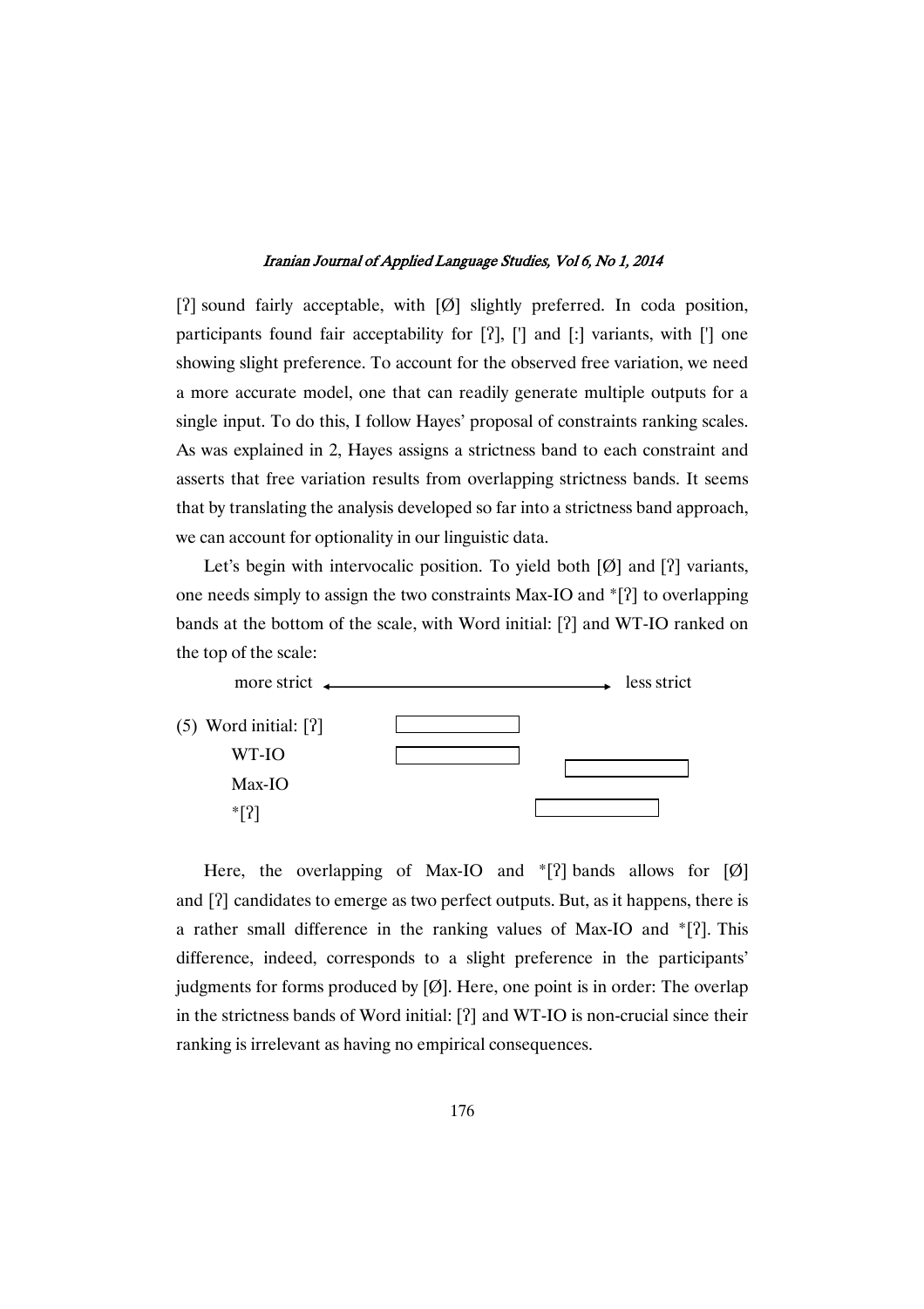[ʔ] sound fairly acceptable, with [Ø] slightly preferred. In coda position, participants found fair acceptability for [ʔ], ['] and [:] variants, with ['] one showing slight preference. To account for the observed free variation, we need a more accurate model, one that can readily generate multiple outputs for a single input. To do this, I follow Hayes' proposal of constraints ranking scales. As was explained in 2, Hayes assigns a strictness band to each constraint and asserts that free variation results from overlapping strictness bands. It seems that by translating the analysis developed so far into a strictness band approach, we can account for optionality in our linguistic data.

Let's begin with intervocalic position. To yield both [Ø] and [ʔ] variants, one needs simply to assign the two constraints Max-IO and *[ʔ] to overlapping bands at the bottom of the scale, with Word initial: [ʔ] and WT-IO ranked on the top of the scale:

more strict ←——————————→ less strict

(5) Word initial: [ʔ]
WT-IO
Max-IO
*[ʔ]

Here, the overlapping of Max-IO and *[ʔ] bands allows for [Ø] and [ʔ] candidates to emerge as two perfect outputs. But, as it happens, there is a rather small difference in the ranking values of Max-IO and *[ʔ]. This difference, indeed, corresponds to a slight preference in the participants' judgments for forms produced by [Ø]. Here, one point is in order: The overlap in the strictness bands of Word initial: [ʔ] and WT-IO is non-crucial since their ranking is irrelevant as having no empirical consequences.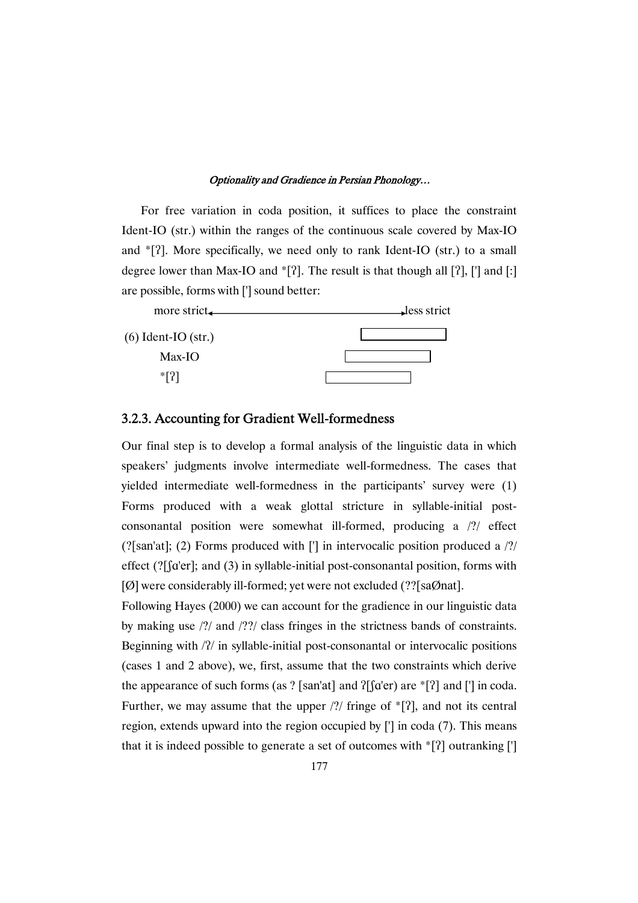For free variation in coda position, it suffices to place the constraint Ident-IO (str.) within the ranges of the continuous scale covered by Max-IO and *[ʔ]. More specifically, we need only to rank Ident-IO (str.) to a small degree lower than Max-IO and *[ʔ]. The result is that though all [ʔ], ['] and [:] are possible, forms with ['] sound better:

more strict ←————————————————→ less strict

(6) Ident-IO (str.)

Max-IO

*[ʔ]

### 3.2.3. Accounting for Gradient Well-formedness

Our final step is to develop a formal analysis of the linguistic data in which speakers' judgments involve intermediate well-formedness. The cases that yielded intermediate well-formedness in the participants' survey were (1) Forms produced with a weak glottal stricture in syllable-initial post-consonantal position were somewhat ill-formed, producing a /?/ effect (?[san'at]; (2) Forms produced with ['] in intervocalic position produced a /?/ effect (?[ʃɑ'er]; and (3) in syllable-initial post-consonantal position, forms with [Ø] were considerably ill-formed; yet were not excluded (??[saØnat].

Following Hayes (2000) we can account for the gradience in our linguistic data by making use /?/ and /??/ class fringes in the strictness bands of constraints. Beginning with /ʔ/ in syllable-initial post-consonantal or intervocalic positions (cases 1 and 2 above), we, first, assume that the two constraints which derive the appearance of such forms (as ? [san'at] and ʔ[ʃɑ'er) are *[ʔ] and ['] in coda. Further, we may assume that the upper /?/ fringe of *[ʔ], and not its central region, extends upward into the region occupied by ['] in coda (7). This means that it is indeed possible to generate a set of outcomes with *[ʔ] outranking [']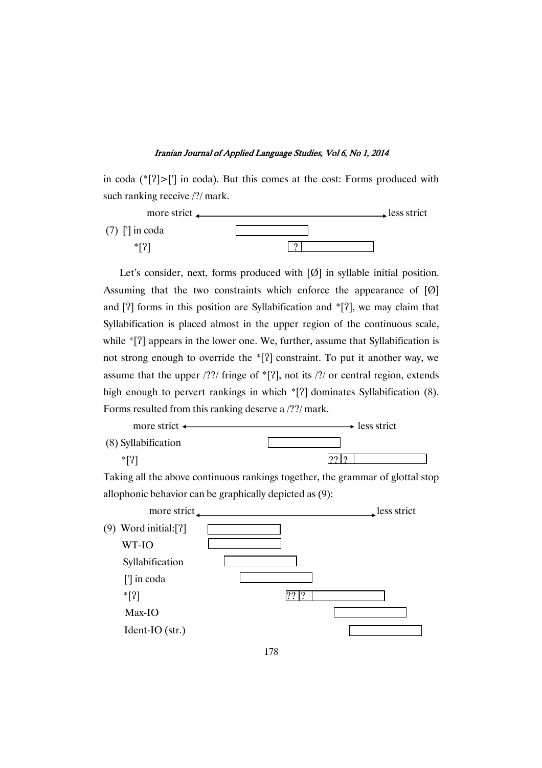in coda (*[ʔ]>['] in coda). But this comes at the cost: Forms produced with such ranking receive /?/ mark.

```
        more strict ←————————————————————————→ less strict
(7)  ['] in coda          [              ]
     *[ʔ]                          [?|              ]
```

Let's consider, next, forms produced with [Ø] in syllable initial position. Assuming that the two constraints which enforce the appearance of [Ø] and [ʔ] forms in this position are Syllabification and *[ʔ], we may claim that Syllabification is placed almost in the upper region of the continuous scale, while *[ʔ] appears in the lower one. We, further, assume that Syllabification is not strong enough to override the *[ʔ] constraint. To put it another way, we assume that the upper /??/ fringe of *[ʔ], not its /?/ or central region, extends high enough to pervert rankings in which *[ʔ] dominates Syllabification (8). Forms resulted from this ranking deserve a /??/ mark.

```
        more strict ←————————————————————————→ less strict
(8) Syllabification           [              ]
    *[ʔ]                                [??|?|              ]
```

Taking all the above continuous rankings together, the grammar of glottal stop allophonic behavior can be graphically depicted as (9):

```
        more strict ←————————————————————————→ less strict
(9)  Word initial:[ʔ]   [              ]
     WT-IO              [              ]
     Syllabification       [              ]
     ['] in coda              [              ]
     *[ʔ]                             [??|?|              ]
     Max-IO                                 [              ]
     Ident-IO (str.)                           [              ]
```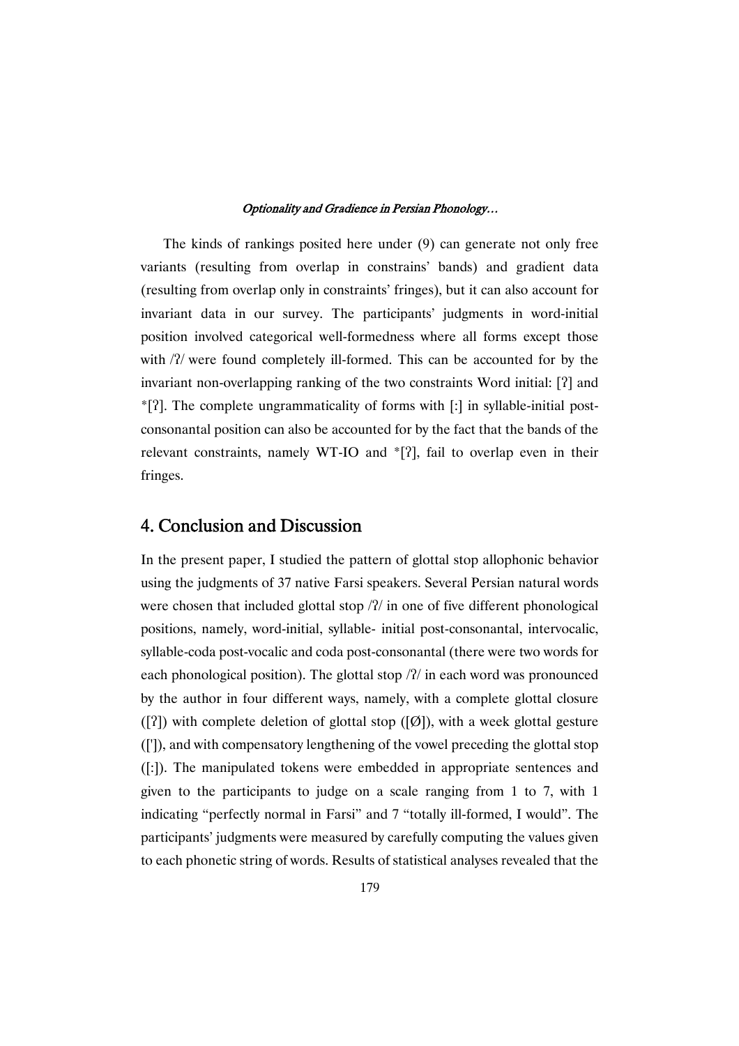The kinds of rankings posited here under (9) can generate not only free variants (resulting from overlap in constrains' bands) and gradient data (resulting from overlap only in constraints' fringes), but it can also account for invariant data in our survey. The participants' judgments in word-initial position involved categorical well-formedness where all forms except those with /ʔ/ were found completely ill-formed. This can be accounted for by the invariant non-overlapping ranking of the two constraints Word initial: [ʔ] and *[ʔ]. The complete ungrammaticality of forms with [:] in syllable-initial post-consonantal position can also be accounted for by the fact that the bands of the relevant constraints, namely WT-IO and *[ʔ], fail to overlap even in their fringes.

## 4. Conclusion and Discussion

In the present paper, I studied the pattern of glottal stop allophonic behavior using the judgments of 37 native Farsi speakers. Several Persian natural words were chosen that included glottal stop /ʔ/ in one of five different phonological positions, namely, word-initial, syllable- initial post-consonantal, intervocalic, syllable-coda post-vocalic and coda post-consonantal (there were two words for each phonological position). The glottal stop /ʔ/ in each word was pronounced by the author in four different ways, namely, with a complete glottal closure ([ʔ]) with complete deletion of glottal stop ([Ø]), with a week glottal gesture (['']), and with compensatory lengthening of the vowel preceding the glottal stop ([:]). The manipulated tokens were embedded in appropriate sentences and given to the participants to judge on a scale ranging from 1 to 7, with 1 indicating "perfectly normal in Farsi" and 7 "totally ill-formed, I would". The participants' judgments were measured by carefully computing the values given to each phonetic string of words. Results of statistical analyses revealed that the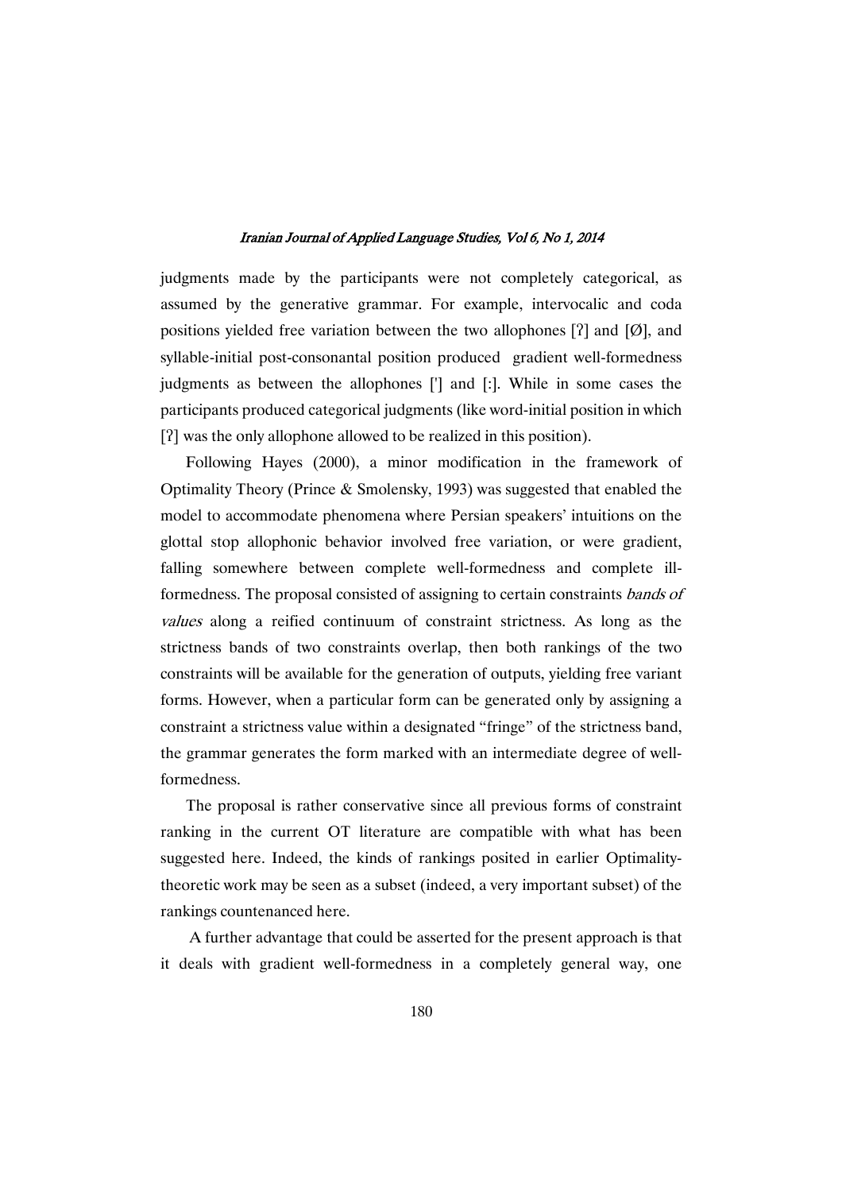judgments made by the participants were not completely categorical, as assumed by the generative grammar. For example, intervocalic and coda positions yielded free variation between the two allophones [ʔ] and [Ø], and syllable-initial post-consonantal position produced gradient well-formedness judgments as between the allophones ['] and [:]. While in some cases the participants produced categorical judgments (like word-initial position in which [ʔ] was the only allophone allowed to be realized in this position).

Following Hayes (2000), a minor modification in the framework of Optimality Theory (Prince & Smolensky, 1993) was suggested that enabled the model to accommodate phenomena where Persian speakers' intuitions on the glottal stop allophonic behavior involved free variation, or were gradient, falling somewhere between complete well-formedness and complete ill-formedness. The proposal consisted of assigning to certain constraints *bands of values* along a reified continuum of constraint strictness. As long as the strictness bands of two constraints overlap, then both rankings of the two constraints will be available for the generation of outputs, yielding free variant forms. However, when a particular form can be generated only by assigning a constraint a strictness value within a designated "fringe" of the strictness band, the grammar generates the form marked with an intermediate degree of well-formedness.

The proposal is rather conservative since all previous forms of constraint ranking in the current OT literature are compatible with what has been suggested here. Indeed, the kinds of rankings posited in earlier Optimality-theoretic work may be seen as a subset (indeed, a very important subset) of the rankings countenanced here.

A further advantage that could be asserted for the present approach is that it deals with gradient well-formedness in a completely general way, one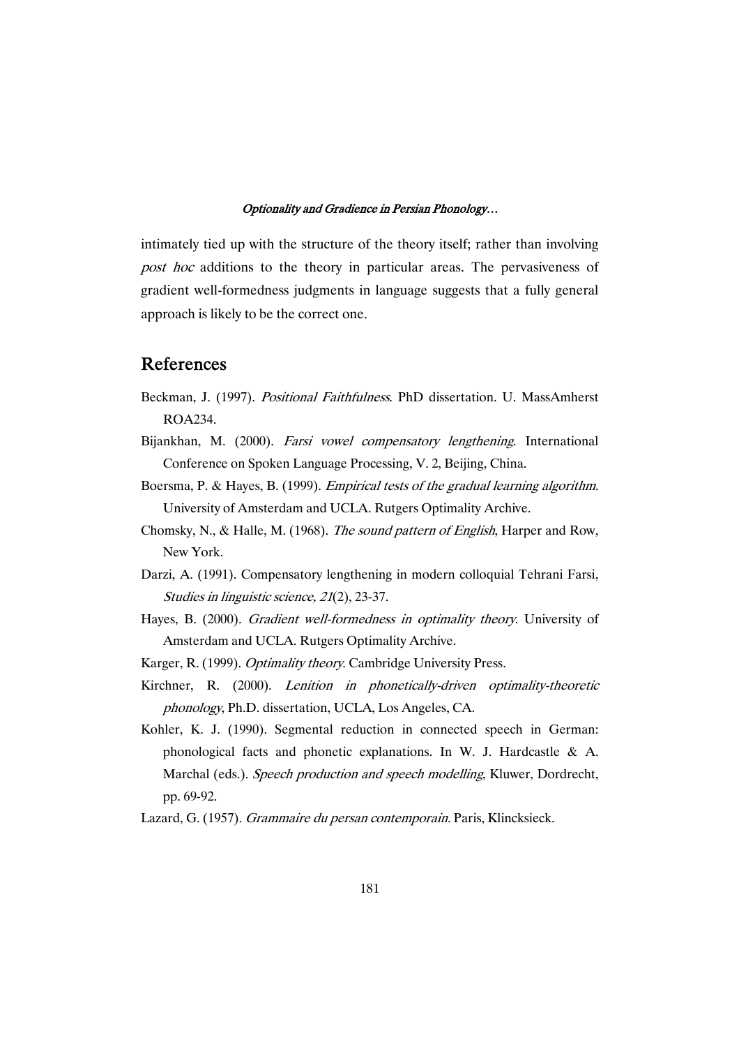intimately tied up with the structure of the theory itself; rather than involving *post hoc* additions to the theory in particular areas. The pervasiveness of gradient well-formedness judgments in language suggests that a fully general approach is likely to be the correct one.

## References

Beckman, J. (1997). *Positional Faithfulness*. PhD dissertation. U. MassAmherst ROA234.

Bijankhan, M. (2000). *Farsi vowel compensatory lengthening*. International Conference on Spoken Language Processing, V. 2, Beijing, China.

Boersma, P. & Hayes, B. (1999). *Empirical tests of the gradual learning algorithm*. University of Amsterdam and UCLA. Rutgers Optimality Archive.

Chomsky, N., & Halle, M. (1968). *The sound pattern of English*, Harper and Row, New York.

Darzi, A. (1991). Compensatory lengthening in modern colloquial Tehrani Farsi, *Studies in linguistic science, 21*(2), 23-37.

Hayes, B. (2000). *Gradient well-formedness in optimality theory*. University of Amsterdam and UCLA. Rutgers Optimality Archive.

Karger, R. (1999). *Optimality theory*. Cambridge University Press.

Kirchner, R. (2000). *Lenition in phonetically-driven optimality-theoretic phonology*, Ph.D. dissertation, UCLA, Los Angeles, CA.

Kohler, K. J. (1990). Segmental reduction in connected speech in German: phonological facts and phonetic explanations. In W. J. Hardcastle & A. Marchal (eds.). *Speech production and speech modelling*, Kluwer, Dordrecht, pp. 69-92.

Lazard, G. (1957). *Grammaire du persan contemporain*. Paris, Klincksieck.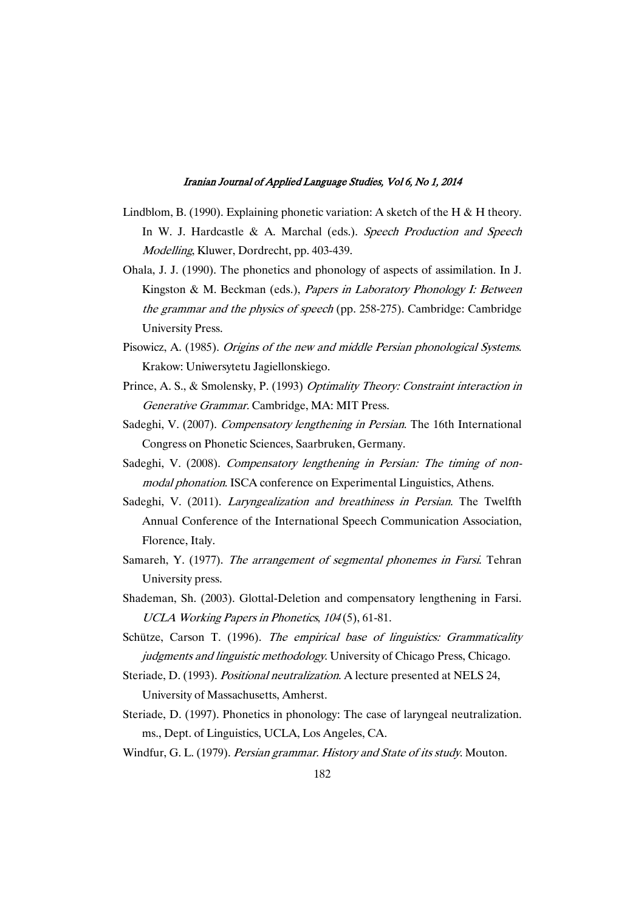Lindblom, B. (1990). Explaining phonetic variation: A sketch of the H & H theory. In W. J. Hardcastle & A. Marchal (eds.). *Speech Production and Speech Modelling*, Kluwer, Dordrecht, pp. 403-439.

Ohala, J. J. (1990). The phonetics and phonology of aspects of assimilation. In J. Kingston & M. Beckman (eds.), *Papers in Laboratory Phonology I: Between the grammar and the physics of speech* (pp. 258-275). Cambridge: Cambridge University Press.

Pisowicz, A. (1985). *Origins of the new and middle Persian phonological Systems*. Krakow: Uniwersytetu Jagiellonskiego.

Prince, A. S., & Smolensky, P. (1993) *Optimality Theory: Constraint interaction in Generative Grammar*. Cambridge, MA: MIT Press.

Sadeghi, V. (2007). *Compensatory lengthening in Persian*. The 16th International Congress on Phonetic Sciences, Saarbruken, Germany.

Sadeghi, V. (2008). *Compensatory lengthening in Persian: The timing of non-modal phonation*. ISCA conference on Experimental Linguistics, Athens.

Sadeghi, V. (2011). *Laryngealization and breathiness in Persian*. The Twelfth Annual Conference of the International Speech Communication Association, Florence, Italy.

Samareh, Y. (1977). *The arrangement of segmental phonemes in Farsi*. Tehran University press.

Shademan, Sh. (2003). Glottal-Deletion and compensatory lengthening in Farsi. *UCLA Working Papers in Phonetics*, *104* (5), 61-81.

Schütze, Carson T. (1996). *The empirical base of linguistics: Grammaticality judgments and linguistic methodology*. University of Chicago Press, Chicago.

Steriade, D. (1993). *Positional neutralization*. A lecture presented at NELS 24, University of Massachusetts, Amherst.

Steriade, D. (1997). Phonetics in phonology: The case of laryngeal neutralization. ms., Dept. of Linguistics, UCLA, Los Angeles, CA.

Windfur, G. L. (1979). *Persian grammar. History and State of its study*. Mouton.